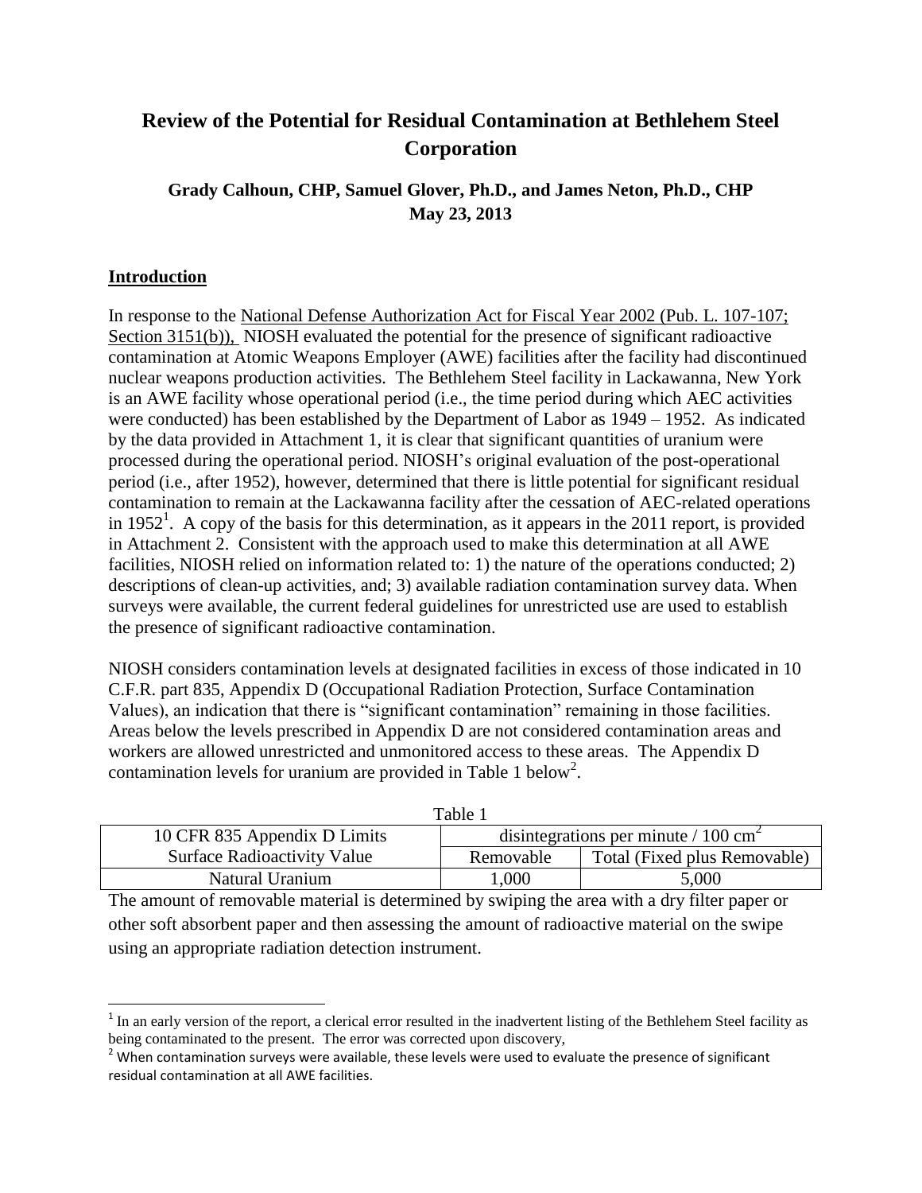# Review of the Potential for Residual Contamination at Bethlehem Steel Corporation

**Grady Calhoun, CHP, Samuel Glover, Ph.D., and James Neton, Ph.D., CHP**
**May 23, 2013**

## Introduction

In response to the National Defense Authorization Act for Fiscal Year 2002 (Pub. L. 107-107; Section 3151(b)), NIOSH evaluated the potential for the presence of significant radioactive contamination at Atomic Weapons Employer (AWE) facilities after the facility had discontinued nuclear weapons production activities. The Bethlehem Steel facility in Lackawanna, New York is an AWE facility whose operational period (i.e., the time period during which AEC activities were conducted) has been established by the Department of Labor as 1949 – 1952. As indicated by the data provided in Attachment 1, it is clear that significant quantities of uranium were processed during the operational period. NIOSH's original evaluation of the post-operational period (i.e., after 1952), however, determined that there is little potential for significant residual contamination to remain at the Lackawanna facility after the cessation of AEC-related operations in 1952[1]. A copy of the basis for this determination, as it appears in the 2011 report, is provided in Attachment 2. Consistent with the approach used to make this determination at all AWE facilities, NIOSH relied on information related to: 1) the nature of the operations conducted; 2) descriptions of clean-up activities, and; 3) available radiation contamination survey data. When surveys were available, the current federal guidelines for unrestricted use are used to establish the presence of significant radioactive contamination.

NIOSH considers contamination levels at designated facilities in excess of those indicated in 10 C.F.R. part 835, Appendix D (Occupational Radiation Protection, Surface Contamination Values), an indication that there is "significant contamination" remaining in those facilities. Areas below the levels prescribed in Appendix D are not considered contamination areas and workers are allowed unrestricted and unmonitored access to these areas. The Appendix D contamination levels for uranium are provided in Table 1 below[2].

Table 1

| 10 CFR 835 Appendix D Limits | disintegrations per minute / 100 $cm^2$ | |
|---|---|---|
| Surface Radioactivity Value | Removable | Total (Fixed plus Removable) |
| Natural Uranium | 1,000 | 5,000 |

The amount of removable material is determined by swiping the area with a dry filter paper or other soft absorbent paper and then assessing the amount of radioactive material on the swipe using an appropriate radiation detection instrument.

---

[1] In an early version of the report, a clerical error resulted in the inadvertent listing of the Bethlehem Steel facility as being contaminated to the present. The error was corrected upon discovery,

[2] When contamination surveys were available, these levels were used to evaluate the presence of significant residual contamination at all AWE facilities.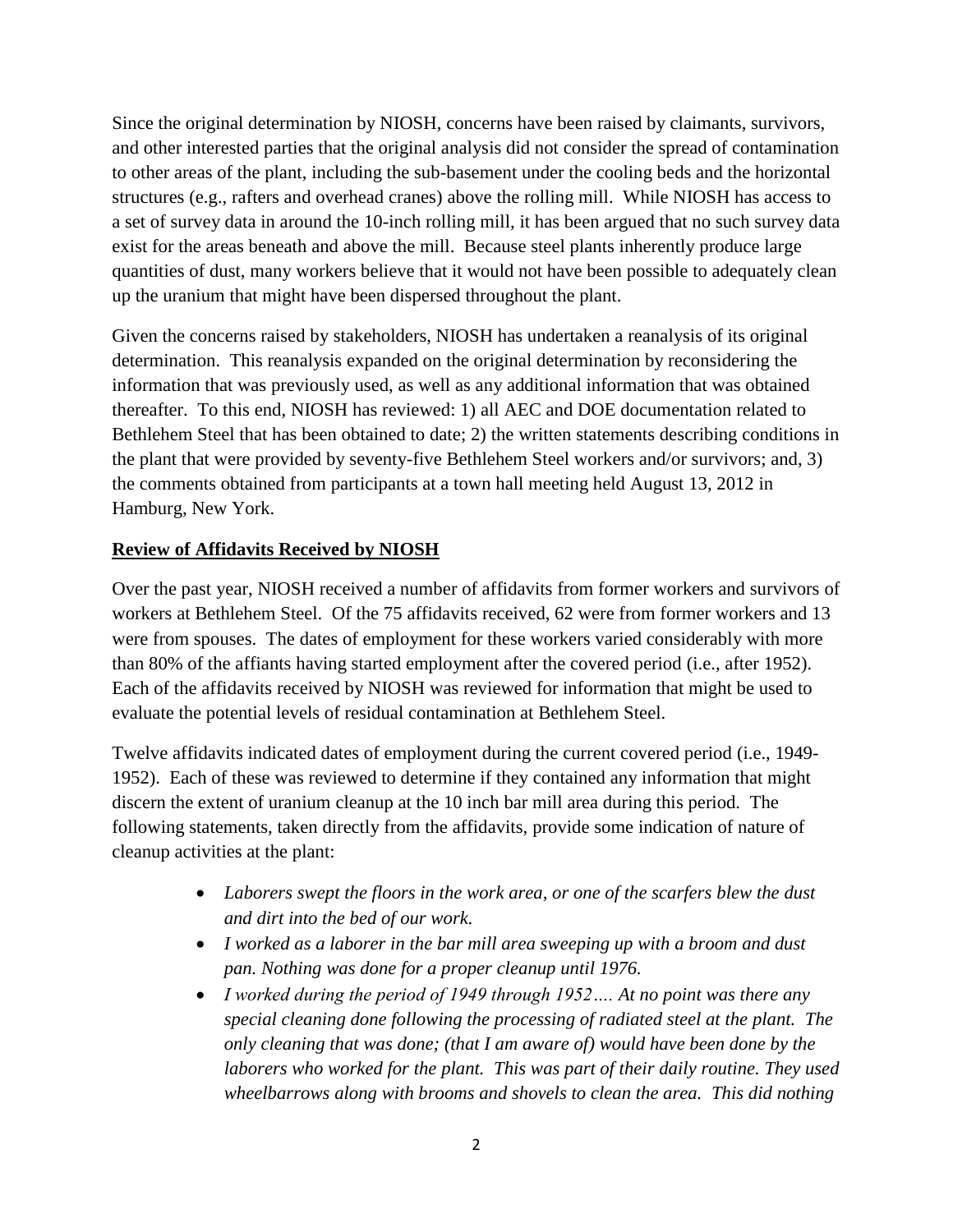Since the original determination by NIOSH, concerns have been raised by claimants, survivors, and other interested parties that the original analysis did not consider the spread of contamination to other areas of the plant, including the sub-basement under the cooling beds and the horizontal structures (e.g., rafters and overhead cranes) above the rolling mill. While NIOSH has access to a set of survey data in around the 10-inch rolling mill, it has been argued that no such survey data exist for the areas beneath and above the mill. Because steel plants inherently produce large quantities of dust, many workers believe that it would not have been possible to adequately clean up the uranium that might have been dispersed throughout the plant.

Given the concerns raised by stakeholders, NIOSH has undertaken a reanalysis of its original determination. This reanalysis expanded on the original determination by reconsidering the information that was previously used, as well as any additional information that was obtained thereafter. To this end, NIOSH has reviewed: 1) all AEC and DOE documentation related to Bethlehem Steel that has been obtained to date; 2) the written statements describing conditions in the plant that were provided by seventy-five Bethlehem Steel workers and/or survivors; and, 3) the comments obtained from participants at a town hall meeting held August 13, 2012 in Hamburg, New York.

**Review of Affidavits Received by NIOSH**

Over the past year, NIOSH received a number of affidavits from former workers and survivors of workers at Bethlehem Steel. Of the 75 affidavits received, 62 were from former workers and 13 were from spouses. The dates of employment for these workers varied considerably with more than 80% of the affiants having started employment after the covered period (i.e., after 1952). Each of the affidavits received by NIOSH was reviewed for information that might be used to evaluate the potential levels of residual contamination at Bethlehem Steel.

Twelve affidavits indicated dates of employment during the current covered period (i.e., 1949-1952). Each of these was reviewed to determine if they contained any information that might discern the extent of uranium cleanup at the 10 inch bar mill area during this period. The following statements, taken directly from the affidavits, provide some indication of nature of cleanup activities at the plant:

- *Laborers swept the floors in the work area, or one of the scarfers blew the dust and dirt into the bed of our work.*
- *I worked as a laborer in the bar mill area sweeping up with a broom and dust pan. Nothing was done for a proper cleanup until 1976.*
- *I worked during the period of 1949 through 1952…. At no point was there any special cleaning done following the processing of radiated steel at the plant. The only cleaning that was done; (that I am aware of) would have been done by the laborers who worked for the plant. This was part of their daily routine. They used wheelbarrows along with brooms and shovels to clean the area. This did nothing*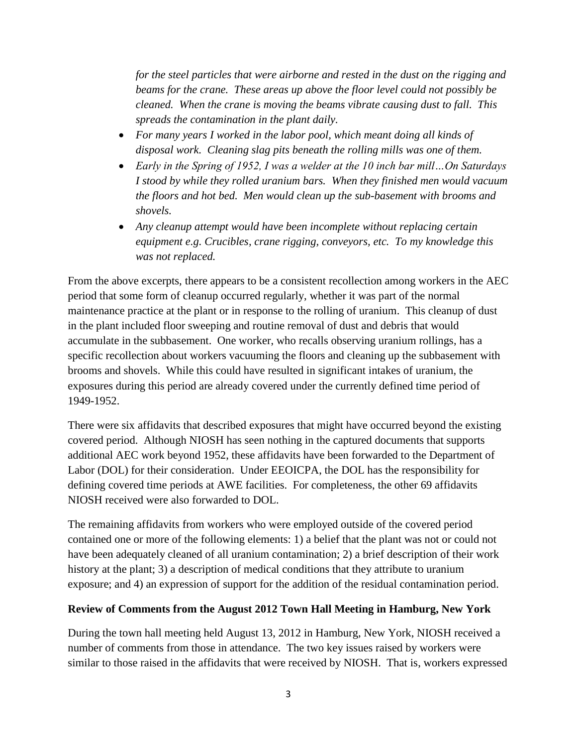*for the steel particles that were airborne and rested in the dust on the rigging and beams for the crane. These areas up above the floor level could not possibly be cleaned. When the crane is moving the beams vibrate causing dust to fall. This spreads the contamination in the plant daily.*

- *For many years I worked in the labor pool, which meant doing all kinds of disposal work. Cleaning slag pits beneath the rolling mills was one of them.*
- *Early in the Spring of 1952, I was a welder at the 10 inch bar mill…On Saturdays I stood by while they rolled uranium bars. When they finished men would vacuum the floors and hot bed. Men would clean up the sub-basement with brooms and shovels.*
- *Any cleanup attempt would have been incomplete without replacing certain equipment e.g. Crucibles, crane rigging, conveyors, etc. To my knowledge this was not replaced.*

From the above excerpts, there appears to be a consistent recollection among workers in the AEC period that some form of cleanup occurred regularly, whether it was part of the normal maintenance practice at the plant or in response to the rolling of uranium. This cleanup of dust in the plant included floor sweeping and routine removal of dust and debris that would accumulate in the subbasement. One worker, who recalls observing uranium rollings, has a specific recollection about workers vacuuming the floors and cleaning up the subbasement with brooms and shovels. While this could have resulted in significant intakes of uranium, the exposures during this period are already covered under the currently defined time period of 1949-1952.

There were six affidavits that described exposures that might have occurred beyond the existing covered period. Although NIOSH has seen nothing in the captured documents that supports additional AEC work beyond 1952, these affidavits have been forwarded to the Department of Labor (DOL) for their consideration. Under EEOICPA, the DOL has the responsibility for defining covered time periods at AWE facilities. For completeness, the other 69 affidavits NIOSH received were also forwarded to DOL.

The remaining affidavits from workers who were employed outside of the covered period contained one or more of the following elements: 1) a belief that the plant was not or could not have been adequately cleaned of all uranium contamination; 2) a brief description of their work history at the plant; 3) a description of medical conditions that they attribute to uranium exposure; and 4) an expression of support for the addition of the residual contamination period.

**Review of Comments from the August 2012 Town Hall Meeting in Hamburg, New York**

During the town hall meeting held August 13, 2012 in Hamburg, New York, NIOSH received a number of comments from those in attendance. The two key issues raised by workers were similar to those raised in the affidavits that were received by NIOSH. That is, workers expressed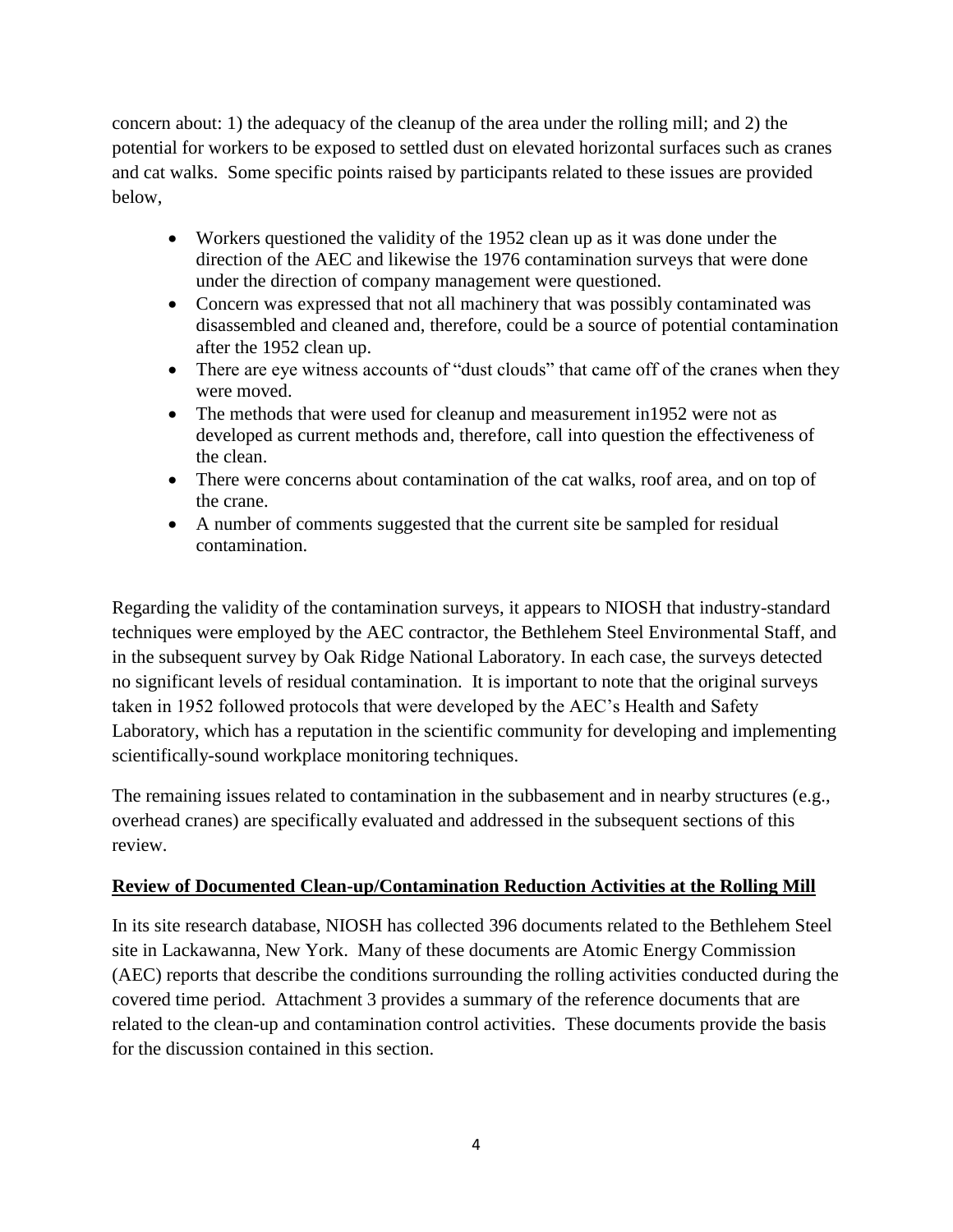concern about: 1) the adequacy of the cleanup of the area under the rolling mill; and 2) the potential for workers to be exposed to settled dust on elevated horizontal surfaces such as cranes and cat walks. Some specific points raised by participants related to these issues are provided below,

- Workers questioned the validity of the 1952 clean up as it was done under the direction of the AEC and likewise the 1976 contamination surveys that were done under the direction of company management were questioned.
- Concern was expressed that not all machinery that was possibly contaminated was disassembled and cleaned and, therefore, could be a source of potential contamination after the 1952 clean up.
- There are eye witness accounts of "dust clouds" that came off of the cranes when they were moved.
- The methods that were used for cleanup and measurement in1952 were not as developed as current methods and, therefore, call into question the effectiveness of the clean.
- There were concerns about contamination of the cat walks, roof area, and on top of the crane.
- A number of comments suggested that the current site be sampled for residual contamination.

Regarding the validity of the contamination surveys, it appears to NIOSH that industry-standard techniques were employed by the AEC contractor, the Bethlehem Steel Environmental Staff, and in the subsequent survey by Oak Ridge National Laboratory. In each case, the surveys detected no significant levels of residual contamination. It is important to note that the original surveys taken in 1952 followed protocols that were developed by the AEC's Health and Safety Laboratory, which has a reputation in the scientific community for developing and implementing scientifically-sound workplace monitoring techniques.

The remaining issues related to contamination in the subbasement and in nearby structures (e.g., overhead cranes) are specifically evaluated and addressed in the subsequent sections of this review.

## Review of Documented Clean-up/Contamination Reduction Activities at the Rolling Mill

In its site research database, NIOSH has collected 396 documents related to the Bethlehem Steel site in Lackawanna, New York. Many of these documents are Atomic Energy Commission (AEC) reports that describe the conditions surrounding the rolling activities conducted during the covered time period. Attachment 3 provides a summary of the reference documents that are related to the clean-up and contamination control activities. These documents provide the basis for the discussion contained in this section.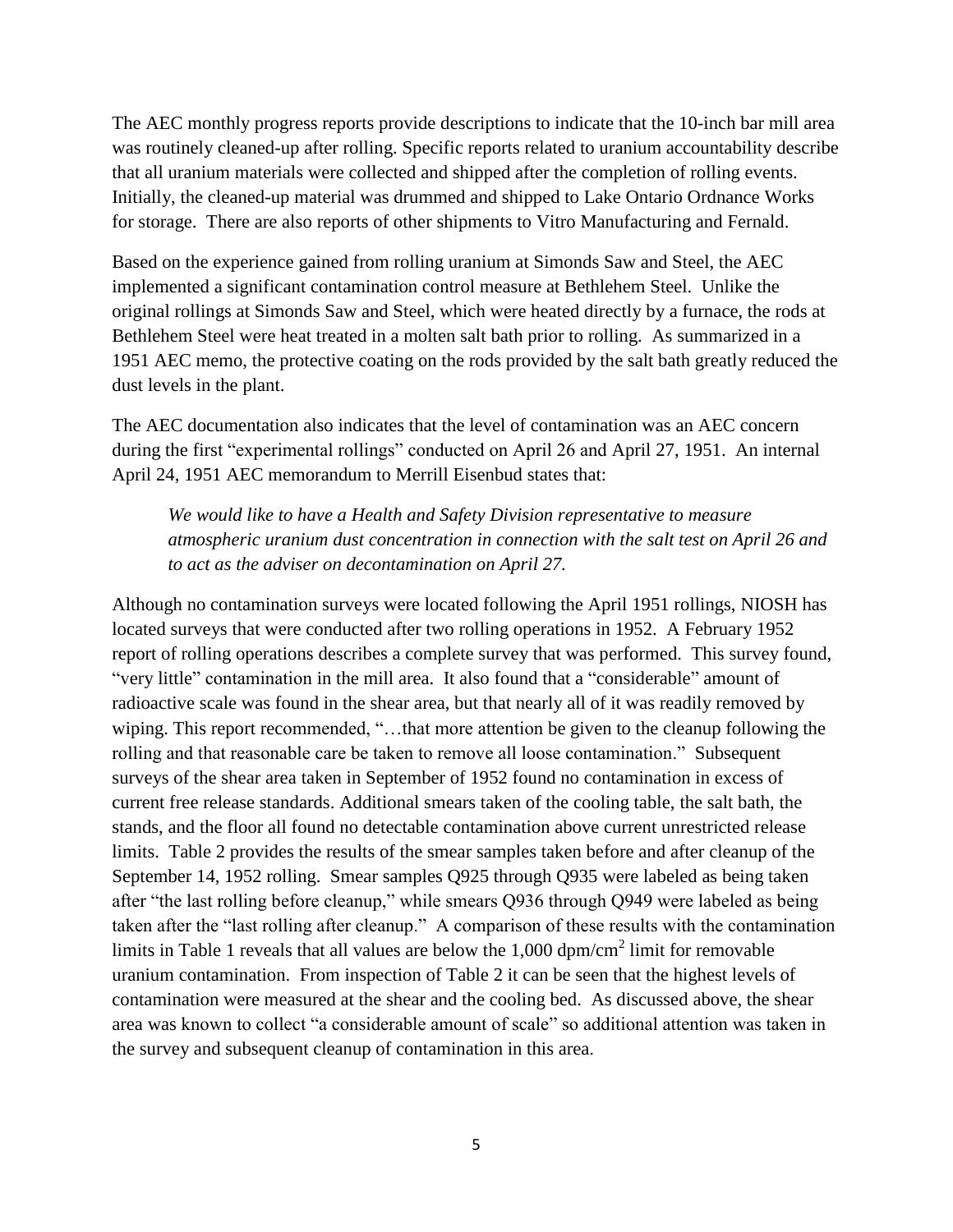The AEC monthly progress reports provide descriptions to indicate that the 10-inch bar mill area was routinely cleaned-up after rolling. Specific reports related to uranium accountability describe that all uranium materials were collected and shipped after the completion of rolling events. Initially, the cleaned-up material was drummed and shipped to Lake Ontario Ordnance Works for storage. There are also reports of other shipments to Vitro Manufacturing and Fernald.

Based on the experience gained from rolling uranium at Simonds Saw and Steel, the AEC implemented a significant contamination control measure at Bethlehem Steel. Unlike the original rollings at Simonds Saw and Steel, which were heated directly by a furnace, the rods at Bethlehem Steel were heat treated in a molten salt bath prior to rolling. As summarized in a 1951 AEC memo, the protective coating on the rods provided by the salt bath greatly reduced the dust levels in the plant.

The AEC documentation also indicates that the level of contamination was an AEC concern during the first "experimental rollings" conducted on April 26 and April 27, 1951. An internal April 24, 1951 AEC memorandum to Merrill Eisenbud states that:

> *We would like to have a Health and Safety Division representative to measure atmospheric uranium dust concentration in connection with the salt test on April 26 and to act as the adviser on decontamination on April 27.*

Although no contamination surveys were located following the April 1951 rollings, NIOSH has located surveys that were conducted after two rolling operations in 1952. A February 1952 report of rolling operations describes a complete survey that was performed. This survey found, "very little" contamination in the mill area. It also found that a "considerable" amount of radioactive scale was found in the shear area, but that nearly all of it was readily removed by wiping. This report recommended, "…that more attention be given to the cleanup following the rolling and that reasonable care be taken to remove all loose contamination." Subsequent surveys of the shear area taken in September of 1952 found no contamination in excess of current free release standards. Additional smears taken of the cooling table, the salt bath, the stands, and the floor all found no detectable contamination above current unrestricted release limits. Table 2 provides the results of the smear samples taken before and after cleanup of the September 14, 1952 rolling. Smear samples Q925 through Q935 were labeled as being taken after "the last rolling before cleanup," while smears Q936 through Q949 were labeled as being taken after the "last rolling after cleanup." A comparison of these results with the contamination limits in Table 1 reveals that all values are below the 1,000 dpm/cm$^2$ limit for removable uranium contamination. From inspection of Table 2 it can be seen that the highest levels of contamination were measured at the shear and the cooling bed. As discussed above, the shear area was known to collect "a considerable amount of scale" so additional attention was taken in the survey and subsequent cleanup of contamination in this area.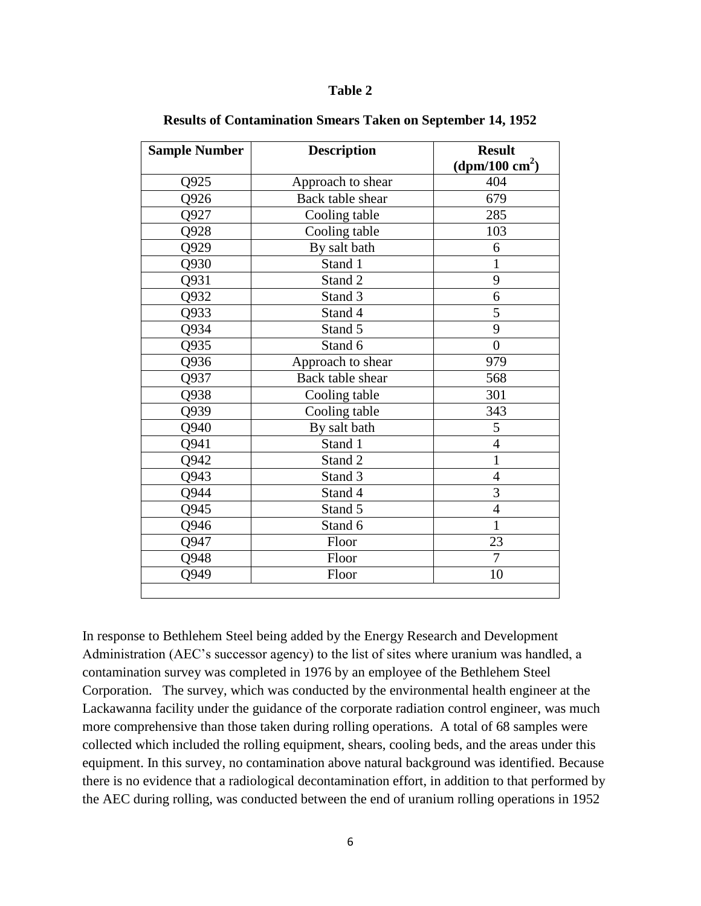**Table 2**

**Results of Contamination Smears Taken on September 14, 1952**

| Sample Number | Description | Result ($dpm/100\ cm^2$) |
|---|---|---|
| Q925 | Approach to shear | 404 |
| Q926 | Back table shear | 679 |
| Q927 | Cooling table | 285 |
| Q928 | Cooling table | 103 |
| Q929 | By salt bath | 6 |
| Q930 | Stand 1 | 1 |
| Q931 | Stand 2 | 9 |
| Q932 | Stand 3 | 6 |
| Q933 | Stand 4 | 5 |
| Q934 | Stand 5 | 9 |
| Q935 | Stand 6 | 0 |
| Q936 | Approach to shear | 979 |
| Q937 | Back table shear | 568 |
| Q938 | Cooling table | 301 |
| Q939 | Cooling table | 343 |
| Q940 | By salt bath | 5 |
| Q941 | Stand 1 | 4 |
| Q942 | Stand 2 | 1 |
| Q943 | Stand 3 | 4 |
| Q944 | Stand 4 | 3 |
| Q945 | Stand 5 | 4 |
| Q946 | Stand 6 | 1 |
| Q947 | Floor | 23 |
| Q948 | Floor | 7 |
| Q949 | Floor | 10 |

In response to Bethlehem Steel being added by the Energy Research and Development Administration (AEC's successor agency) to the list of sites where uranium was handled, a contamination survey was completed in 1976 by an employee of the Bethlehem Steel Corporation. The survey, which was conducted by the environmental health engineer at the Lackawanna facility under the guidance of the corporate radiation control engineer, was much more comprehensive than those taken during rolling operations. A total of 68 samples were collected which included the rolling equipment, shears, cooling beds, and the areas under this equipment. In this survey, no contamination above natural background was identified. Because there is no evidence that a radiological decontamination effort, in addition to that performed by the AEC during rolling, was conducted between the end of uranium rolling operations in 1952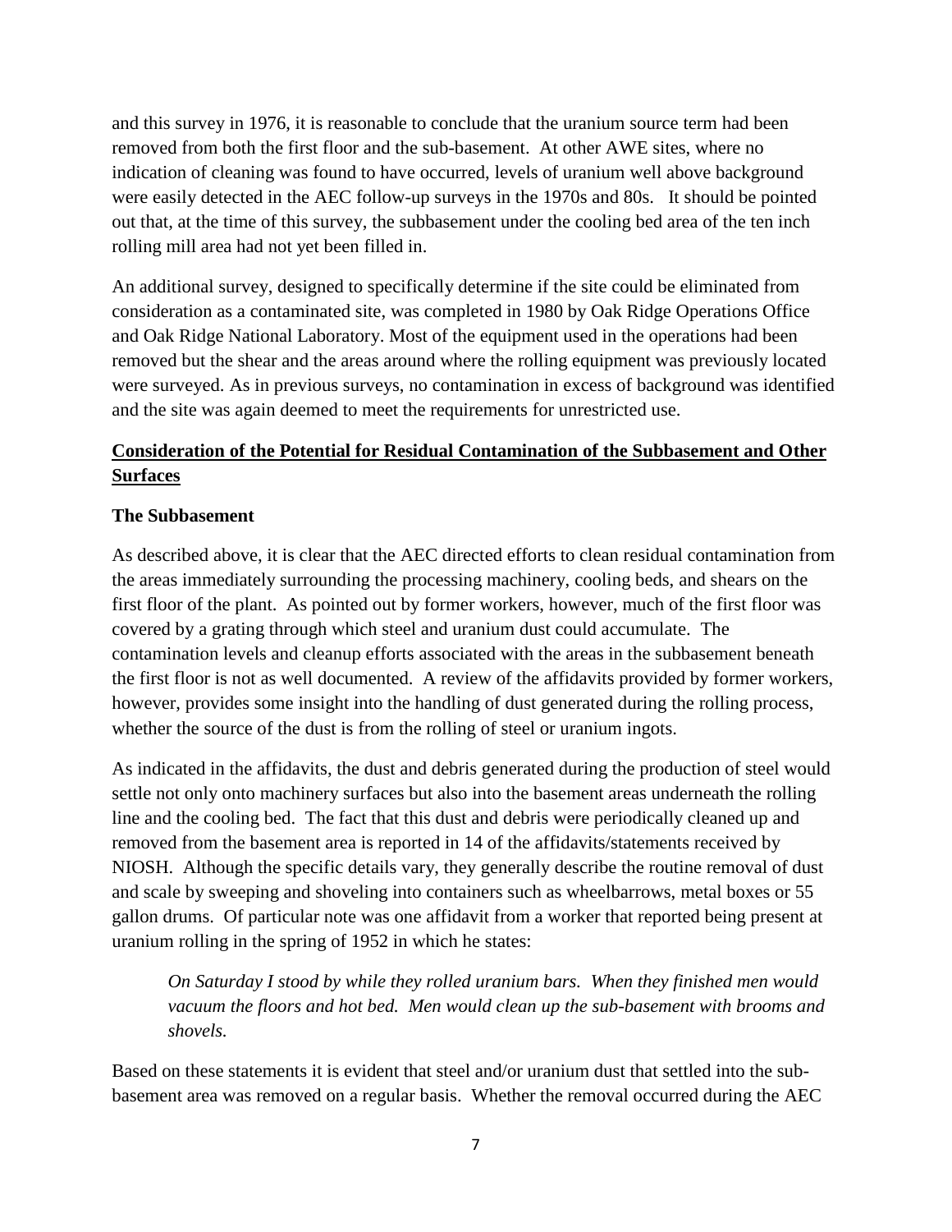and this survey in 1976, it is reasonable to conclude that the uranium source term had been removed from both the first floor and the sub-basement. At other AWE sites, where no indication of cleaning was found to have occurred, levels of uranium well above background were easily detected in the AEC follow-up surveys in the 1970s and 80s. It should be pointed out that, at the time of this survey, the subbasement under the cooling bed area of the ten inch rolling mill area had not yet been filled in.

An additional survey, designed to specifically determine if the site could be eliminated from consideration as a contaminated site, was completed in 1980 by Oak Ridge Operations Office and Oak Ridge National Laboratory. Most of the equipment used in the operations had been removed but the shear and the areas around where the rolling equipment was previously located were surveyed. As in previous surveys, no contamination in excess of background was identified and the site was again deemed to meet the requirements for unrestricted use.

## Consideration of the Potential for Residual Contamination of the Subbasement and Other Surfaces

### The Subbasement

As described above, it is clear that the AEC directed efforts to clean residual contamination from the areas immediately surrounding the processing machinery, cooling beds, and shears on the first floor of the plant. As pointed out by former workers, however, much of the first floor was covered by a grating through which steel and uranium dust could accumulate. The contamination levels and cleanup efforts associated with the areas in the subbasement beneath the first floor is not as well documented. A review of the affidavits provided by former workers, however, provides some insight into the handling of dust generated during the rolling process, whether the source of the dust is from the rolling of steel or uranium ingots.

As indicated in the affidavits, the dust and debris generated during the production of steel would settle not only onto machinery surfaces but also into the basement areas underneath the rolling line and the cooling bed. The fact that this dust and debris were periodically cleaned up and removed from the basement area is reported in 14 of the affidavits/statements received by NIOSH. Although the specific details vary, they generally describe the routine removal of dust and scale by sweeping and shoveling into containers such as wheelbarrows, metal boxes or 55 gallon drums. Of particular note was one affidavit from a worker that reported being present at uranium rolling in the spring of 1952 in which he states:

> *On Saturday I stood by while they rolled uranium bars. When they finished men would vacuum the floors and hot bed. Men would clean up the sub-basement with brooms and shovels.*

Based on these statements it is evident that steel and/or uranium dust that settled into the sub-basement area was removed on a regular basis. Whether the removal occurred during the AEC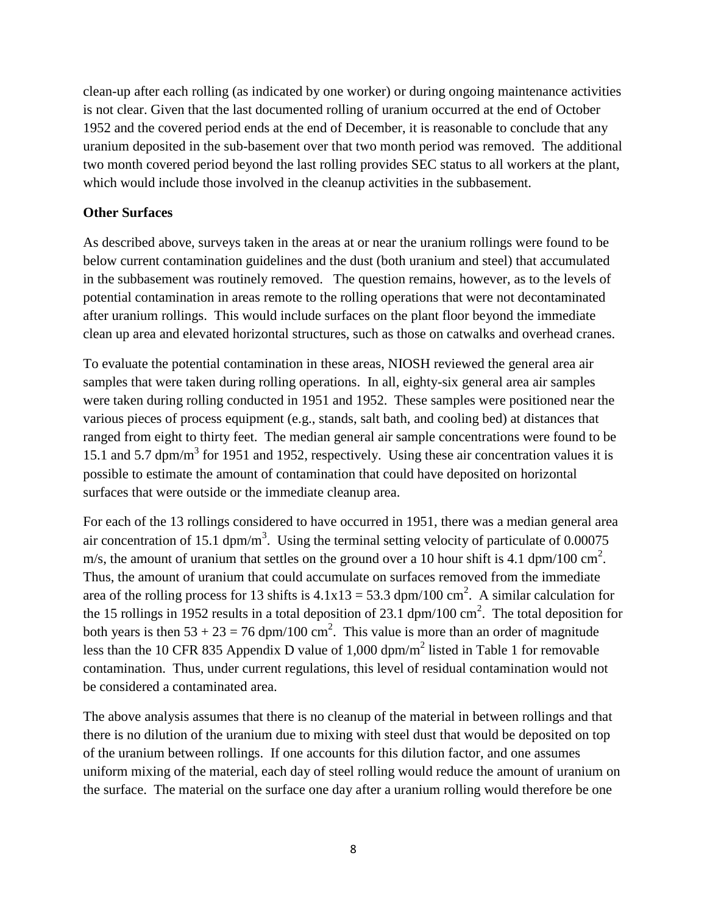clean-up after each rolling (as indicated by one worker) or during ongoing maintenance activities is not clear. Given that the last documented rolling of uranium occurred at the end of October 1952 and the covered period ends at the end of December, it is reasonable to conclude that any uranium deposited in the sub-basement over that two month period was removed. The additional two month covered period beyond the last rolling provides SEC status to all workers at the plant, which would include those involved in the cleanup activities in the subbasement.

**Other Surfaces**

As described above, surveys taken in the areas at or near the uranium rollings were found to be below current contamination guidelines and the dust (both uranium and steel) that accumulated in the subbasement was routinely removed. The question remains, however, as to the levels of potential contamination in areas remote to the rolling operations that were not decontaminated after uranium rollings. This would include surfaces on the plant floor beyond the immediate clean up area and elevated horizontal structures, such as those on catwalks and overhead cranes.

To evaluate the potential contamination in these areas, NIOSH reviewed the general area air samples that were taken during rolling operations. In all, eighty-six general area air samples were taken during rolling conducted in 1951 and 1952. These samples were positioned near the various pieces of process equipment (e.g., stands, salt bath, and cooling bed) at distances that ranged from eight to thirty feet. The median general air sample concentrations were found to be 15.1 and 5.7 dpm/m$^3$ for 1951 and 1952, respectively. Using these air concentration values it is possible to estimate the amount of contamination that could have deposited on horizontal surfaces that were outside or the immediate cleanup area.

For each of the 13 rollings considered to have occurred in 1951, there was a median general area air concentration of 15.1 dpm/m$^3$. Using the terminal setting velocity of particulate of 0.00075 m/s, the amount of uranium that settles on the ground over a 10 hour shift is 4.1 dpm/100 cm$^2$. Thus, the amount of uranium that could accumulate on surfaces removed from the immediate area of the rolling process for 13 shifts is $4.1 \times 13 = 53.3$ dpm/100 cm$^2$. A similar calculation for the 15 rollings in 1952 results in a total deposition of 23.1 dpm/100 cm$^2$. The total deposition for both years is then $53 + 23 = 76$ dpm/100 cm$^2$. This value is more than an order of magnitude less than the 10 CFR 835 Appendix D value of 1,000 dpm/m$^2$ listed in Table 1 for removable contamination. Thus, under current regulations, this level of residual contamination would not be considered a contaminated area.

The above analysis assumes that there is no cleanup of the material in between rollings and that there is no dilution of the uranium due to mixing with steel dust that would be deposited on top of the uranium between rollings. If one accounts for this dilution factor, and one assumes uniform mixing of the material, each day of steel rolling would reduce the amount of uranium on the surface. The material on the surface one day after a uranium rolling would therefore be one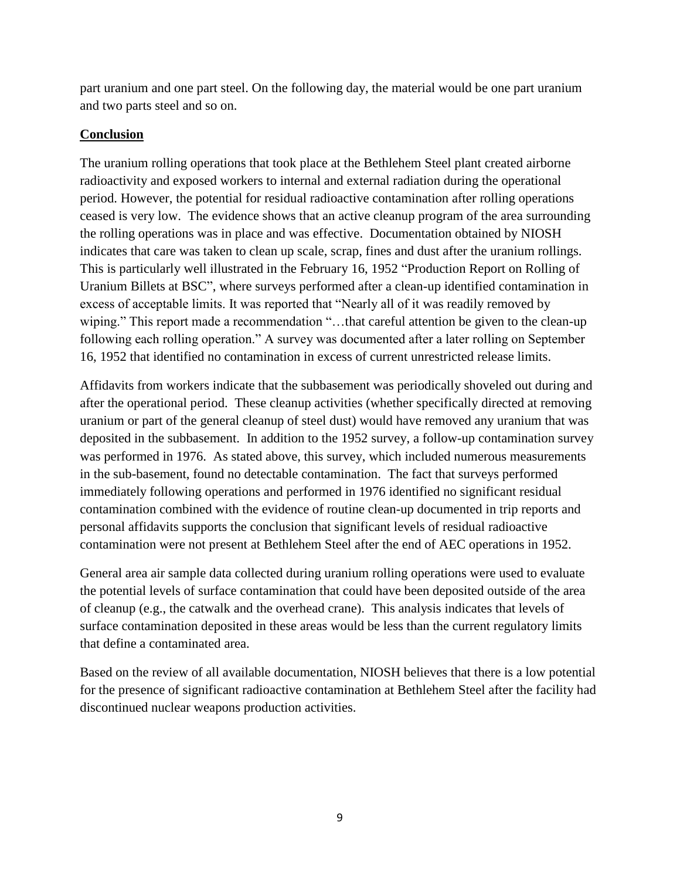part uranium and one part steel. On the following day, the material would be one part uranium and two parts steel and so on.

**Conclusion**

The uranium rolling operations that took place at the Bethlehem Steel plant created airborne radioactivity and exposed workers to internal and external radiation during the operational period. However, the potential for residual radioactive contamination after rolling operations ceased is very low. The evidence shows that an active cleanup program of the area surrounding the rolling operations was in place and was effective. Documentation obtained by NIOSH indicates that care was taken to clean up scale, scrap, fines and dust after the uranium rollings. This is particularly well illustrated in the February 16, 1952 "Production Report on Rolling of Uranium Billets at BSC", where surveys performed after a clean-up identified contamination in excess of acceptable limits. It was reported that "Nearly all of it was readily removed by wiping." This report made a recommendation "…that careful attention be given to the clean-up following each rolling operation." A survey was documented after a later rolling on September 16, 1952 that identified no contamination in excess of current unrestricted release limits.

Affidavits from workers indicate that the subbasement was periodically shoveled out during and after the operational period. These cleanup activities (whether specifically directed at removing uranium or part of the general cleanup of steel dust) would have removed any uranium that was deposited in the subbasement. In addition to the 1952 survey, a follow-up contamination survey was performed in 1976. As stated above, this survey, which included numerous measurements in the sub-basement, found no detectable contamination. The fact that surveys performed immediately following operations and performed in 1976 identified no significant residual contamination combined with the evidence of routine clean-up documented in trip reports and personal affidavits supports the conclusion that significant levels of residual radioactive contamination were not present at Bethlehem Steel after the end of AEC operations in 1952.

General area air sample data collected during uranium rolling operations were used to evaluate the potential levels of surface contamination that could have been deposited outside of the area of cleanup (e.g., the catwalk and the overhead crane). This analysis indicates that levels of surface contamination deposited in these areas would be less than the current regulatory limits that define a contaminated area.

Based on the review of all available documentation, NIOSH believes that there is a low potential for the presence of significant radioactive contamination at Bethlehem Steel after the facility had discontinued nuclear weapons production activities.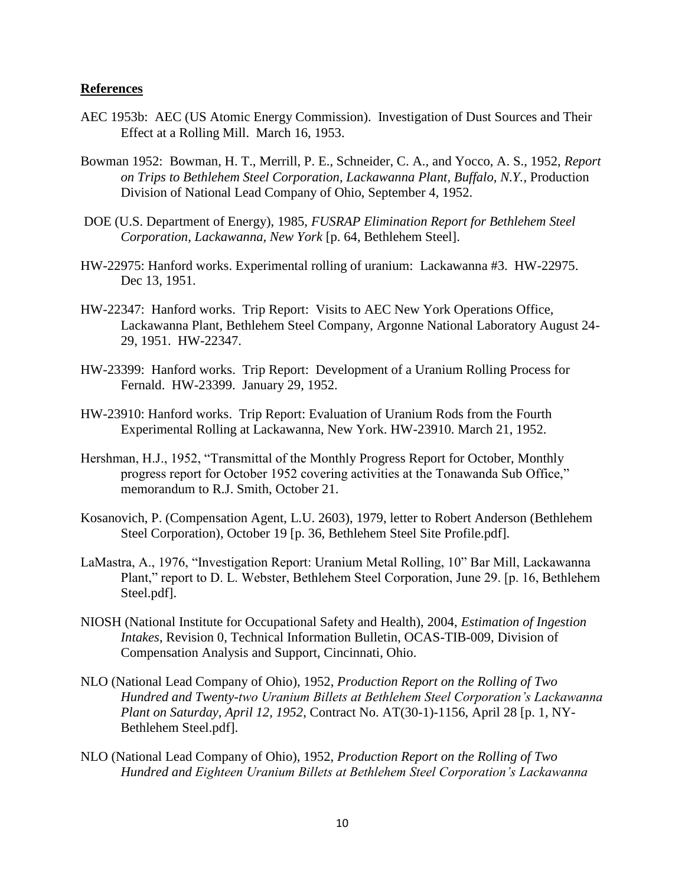## References

AEC 1953b: AEC (US Atomic Energy Commission). Investigation of Dust Sources and Their Effect at a Rolling Mill. March 16, 1953.

Bowman 1952: Bowman, H. T., Merrill, P. E., Schneider, C. A., and Yocco, A. S., 1952, *Report on Trips to Bethlehem Steel Corporation, Lackawanna Plant, Buffalo, N.Y.*, Production Division of National Lead Company of Ohio, September 4, 1952.

DOE (U.S. Department of Energy), 1985, *FUSRAP Elimination Report for Bethlehem Steel Corporation, Lackawanna, New York* [p. 64, Bethlehem Steel].

HW-22975: Hanford works. Experimental rolling of uranium: Lackawanna #3. HW-22975. Dec 13, 1951.

HW-22347: Hanford works. Trip Report: Visits to AEC New York Operations Office, Lackawanna Plant, Bethlehem Steel Company, Argonne National Laboratory August 24-29, 1951. HW-22347.

HW-23399: Hanford works. Trip Report: Development of a Uranium Rolling Process for Fernald. HW-23399. January 29, 1952.

HW-23910: Hanford works. Trip Report: Evaluation of Uranium Rods from the Fourth Experimental Rolling at Lackawanna, New York. HW-23910. March 21, 1952.

Hershman, H.J., 1952, "Transmittal of the Monthly Progress Report for October, Monthly progress report for October 1952 covering activities at the Tonawanda Sub Office," memorandum to R.J. Smith, October 21.

Kosanovich, P. (Compensation Agent, L.U. 2603), 1979, letter to Robert Anderson (Bethlehem Steel Corporation), October 19 [p. 36, Bethlehem Steel Site Profile.pdf].

LaMastra, A., 1976, "Investigation Report: Uranium Metal Rolling, 10" Bar Mill, Lackawanna Plant," report to D. L. Webster, Bethlehem Steel Corporation, June 29. [p. 16, Bethlehem Steel.pdf].

NIOSH (National Institute for Occupational Safety and Health), 2004, *Estimation of Ingestion Intakes*, Revision 0, Technical Information Bulletin, OCAS-TIB-009, Division of Compensation Analysis and Support, Cincinnati, Ohio.

NLO (National Lead Company of Ohio), 1952, *Production Report on the Rolling of Two Hundred and Twenty-two Uranium Billets at Bethlehem Steel Corporation's Lackawanna Plant on Saturday, April 12, 1952*, Contract No. AT(30-1)-1156, April 28 [p. 1, NY-Bethlehem Steel.pdf].

NLO (National Lead Company of Ohio), 1952, *Production Report on the Rolling of Two Hundred and Eighteen Uranium Billets at Bethlehem Steel Corporation's Lackawanna*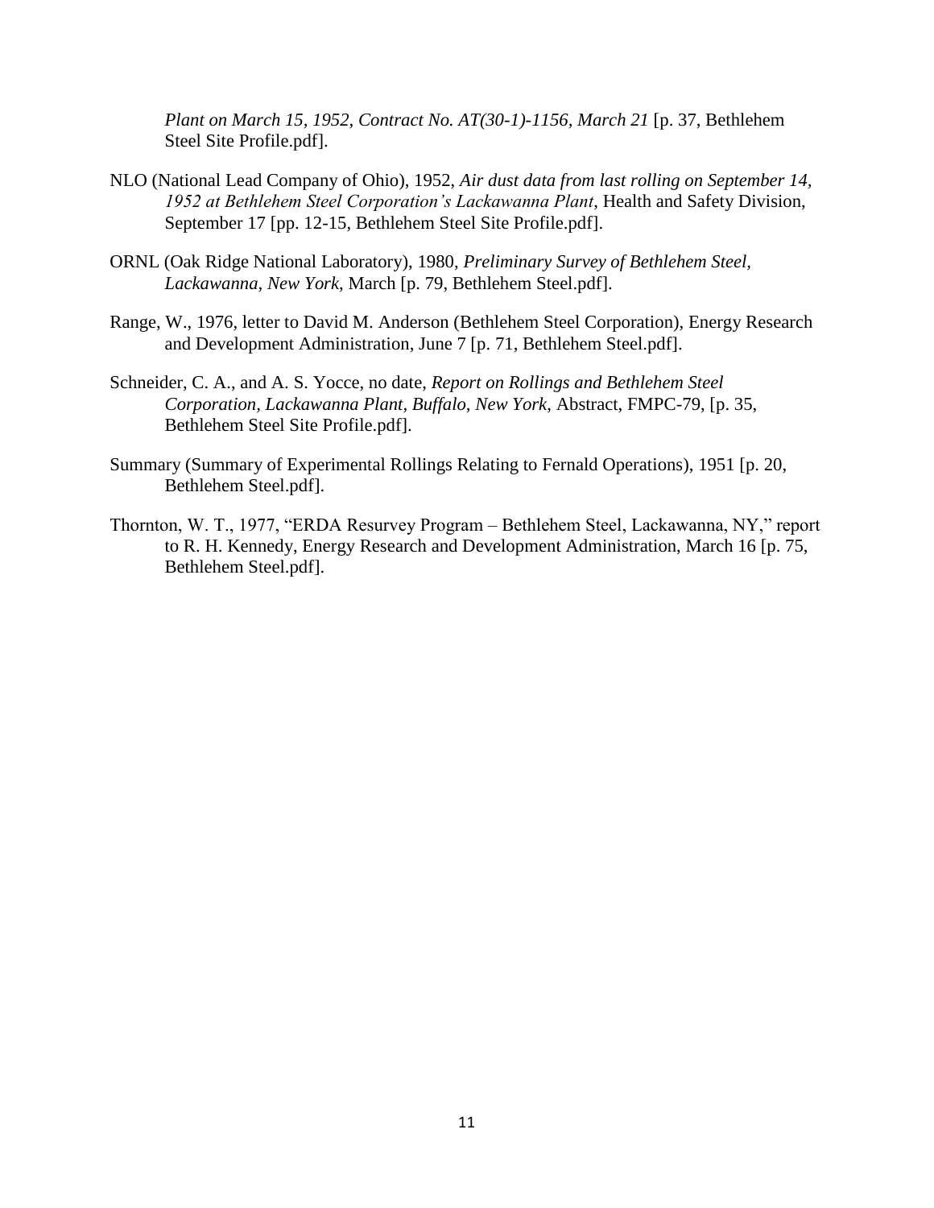*Plant on March 15, 1952, Contract No. AT(30-1)-1156, March 21* [p. 37, Bethlehem Steel Site Profile.pdf].

NLO (National Lead Company of Ohio), 1952, *Air dust data from last rolling on September 14, 1952 at Bethlehem Steel Corporation's Lackawanna Plant*, Health and Safety Division, September 17 [pp. 12-15, Bethlehem Steel Site Profile.pdf].

ORNL (Oak Ridge National Laboratory), 1980, *Preliminary Survey of Bethlehem Steel, Lackawanna, New York*, March [p. 79, Bethlehem Steel.pdf].

Range, W., 1976, letter to David M. Anderson (Bethlehem Steel Corporation), Energy Research and Development Administration, June 7 [p. 71, Bethlehem Steel.pdf].

Schneider, C. A., and A. S. Yocce, no date, *Report on Rollings and Bethlehem Steel Corporation, Lackawanna Plant, Buffalo, New York*, Abstract, FMPC-79, [p. 35, Bethlehem Steel Site Profile.pdf].

Summary (Summary of Experimental Rollings Relating to Fernald Operations), 1951 [p. 20, Bethlehem Steel.pdf].

Thornton, W. T., 1977, "ERDA Resurvey Program – Bethlehem Steel, Lackawanna, NY," report to R. H. Kennedy, Energy Research and Development Administration, March 16 [p. 75, Bethlehem Steel.pdf].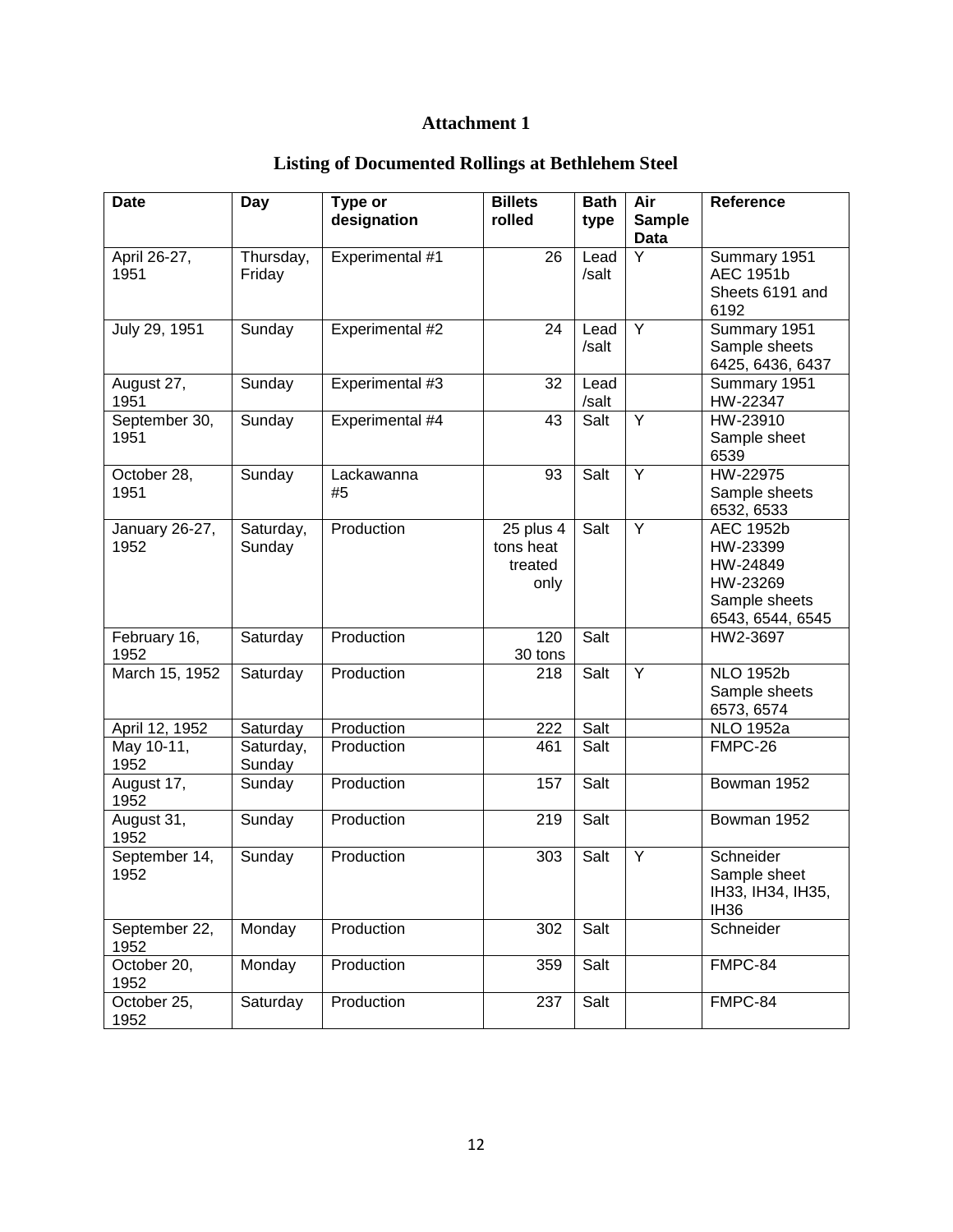# Attachment 1

## Listing of Documented Rollings at Bethlehem Steel

| Date | Day | Type or designation | Billets rolled | Bath type | Air Sample Data | Reference |
|---|---|---|---|---|---|---|
| April 26-27, 1951 | Thursday, Friday | Experimental #1 | 26 | Lead /salt | Y | Summary 1951 AEC 1951b Sheets 6191 and 6192 |
| July 29, 1951 | Sunday | Experimental #2 | 24 | Lead /salt | Y | Summary 1951 Sample sheets 6425, 6436, 6437 |
| August 27, 1951 | Sunday | Experimental #3 | 32 | Lead /salt | | Summary 1951 HW-22347 |
| September 30, 1951 | Sunday | Experimental #4 | 43 | Salt | Y | HW-23910 Sample sheet 6539 |
| October 28, 1951 | Sunday | Lackawanna #5 | 93 | Salt | Y | HW-22975 Sample sheets 6532, 6533 |
| January 26-27, 1952 | Saturday, Sunday | Production | 25 plus 4 tons heat treated only | Salt | Y | AEC 1952b HW-23399 HW-24849 HW-23269 Sample sheets 6543, 6544, 6545 |
| February 16, 1952 | Saturday | Production | 120 30 tons | Salt | | HW2-3697 |
| March 15, 1952 | Saturday | Production | 218 | Salt | Y | NLO 1952b Sample sheets 6573, 6574 |
| April 12, 1952 | Saturday | Production | 222 | Salt | | NLO 1952a |
| May 10-11, 1952 | Saturday, Sunday | Production | 461 | Salt | | FMPC-26 |
| August 17, 1952 | Sunday | Production | 157 | Salt | | Bowman 1952 |
| August 31, 1952 | Sunday | Production | 219 | Salt | | Bowman 1952 |
| September 14, 1952 | Sunday | Production | 303 | Salt | Y | Schneider Sample sheet IH33, IH34, IH35, IH36 |
| September 22, 1952 | Monday | Production | 302 | Salt | | Schneider |
| October 20, 1952 | Monday | Production | 359 | Salt | | FMPC-84 |
| October 25, 1952 | Saturday | Production | 237 | Salt | | FMPC-84 |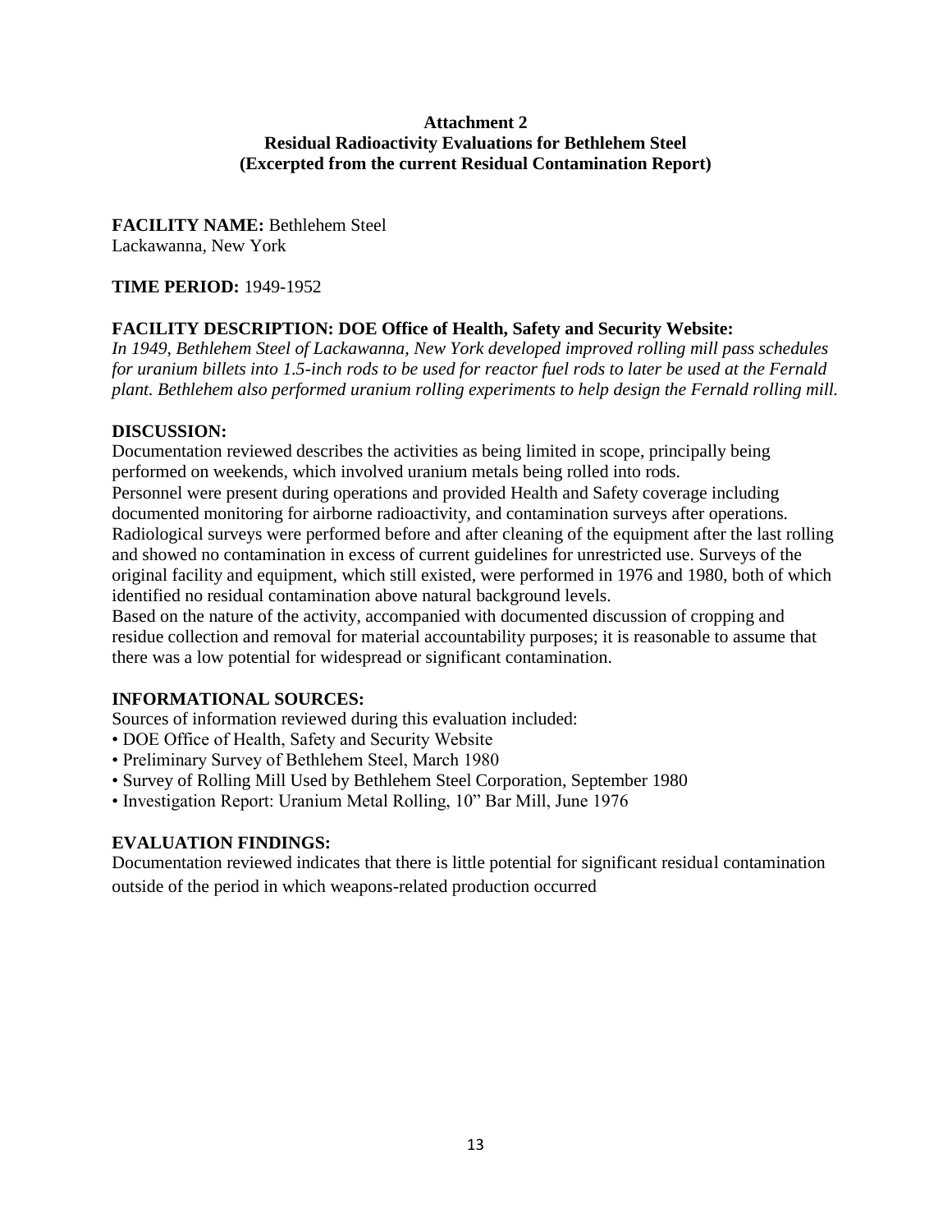## Attachment 2
## Residual Radioactivity Evaluations for Bethlehem Steel
## (Excerpted from the current Residual Contamination Report)

**FACILITY NAME:** Bethlehem Steel
Lackawanna, New York

**TIME PERIOD:** 1949-1952

**FACILITY DESCRIPTION: DOE Office of Health, Safety and Security Website:**
*In 1949, Bethlehem Steel of Lackawanna, New York developed improved rolling mill pass schedules for uranium billets into 1.5-inch rods to be used for reactor fuel rods to later be used at the Fernald plant. Bethlehem also performed uranium rolling experiments to help design the Fernald rolling mill.*

**DISCUSSION:**
Documentation reviewed describes the activities as being limited in scope, principally being performed on weekends, which involved uranium metals being rolled into rods.
Personnel were present during operations and provided Health and Safety coverage including documented monitoring for airborne radioactivity, and contamination surveys after operations. Radiological surveys were performed before and after cleaning of the equipment after the last rolling and showed no contamination in excess of current guidelines for unrestricted use. Surveys of the original facility and equipment, which still existed, were performed in 1976 and 1980, both of which identified no residual contamination above natural background levels.
Based on the nature of the activity, accompanied with documented discussion of cropping and residue collection and removal for material accountability purposes; it is reasonable to assume that there was a low potential for widespread or significant contamination.

**INFORMATIONAL SOURCES:**
Sources of information reviewed during this evaluation included:
- DOE Office of Health, Safety and Security Website
- Preliminary Survey of Bethlehem Steel, March 1980
- Survey of Rolling Mill Used by Bethlehem Steel Corporation, September 1980
- Investigation Report: Uranium Metal Rolling, 10" Bar Mill, June 1976

**EVALUATION FINDINGS:**
Documentation reviewed indicates that there is little potential for significant residual contamination outside of the period in which weapons-related production occurred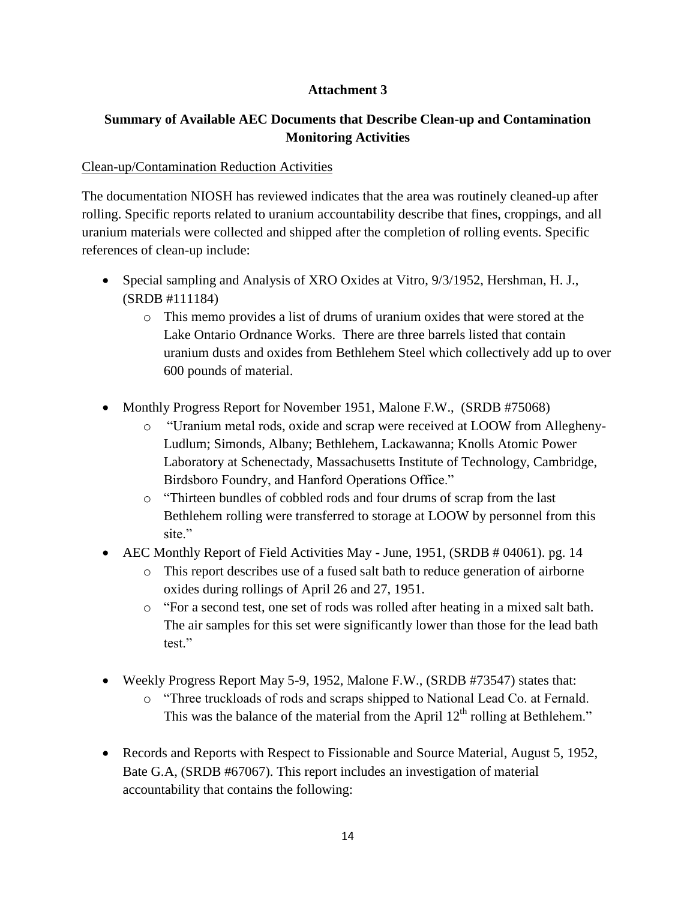**Attachment 3**

**Summary of Available AEC Documents that Describe Clean-up and Contamination Monitoring Activities**

Clean-up/Contamination Reduction Activities

The documentation NIOSH has reviewed indicates that the area was routinely cleaned-up after rolling. Specific reports related to uranium accountability describe that fines, croppings, and all uranium materials were collected and shipped after the completion of rolling events. Specific references of clean-up include:

- Special sampling and Analysis of XRO Oxides at Vitro, 9/3/1952, Hershman, H. J., (SRDB #111184)
    - This memo provides a list of drums of uranium oxides that were stored at the Lake Ontario Ordnance Works. There are three barrels listed that contain uranium dusts and oxides from Bethlehem Steel which collectively add up to over 600 pounds of material.
- Monthly Progress Report for November 1951, Malone F.W., (SRDB #75068)
    - "Uranium metal rods, oxide and scrap were received at LOOW from Allegheny-Ludlum; Simonds, Albany; Bethlehem, Lackawanna; Knolls Atomic Power Laboratory at Schenectady, Massachusetts Institute of Technology, Cambridge, Birdsboro Foundry, and Hanford Operations Office."
    - "Thirteen bundles of cobbled rods and four drums of scrap from the last Bethlehem rolling were transferred to storage at LOOW by personnel from this site."
- AEC Monthly Report of Field Activities May - June, 1951, (SRDB # 04061). pg. 14
    - This report describes use of a fused salt bath to reduce generation of airborne oxides during rollings of April 26 and 27, 1951.
    - "For a second test, one set of rods was rolled after heating in a mixed salt bath. The air samples for this set were significantly lower than those for the lead bath test."
- Weekly Progress Report May 5-9, 1952, Malone F.W., (SRDB #73547) states that:
    - "Three truckloads of rods and scraps shipped to National Lead Co. at Fernald. This was the balance of the material from the April 12th rolling at Bethlehem."
- Records and Reports with Respect to Fissionable and Source Material, August 5, 1952, Bate G.A, (SRDB #67067). This report includes an investigation of material accountability that contains the following: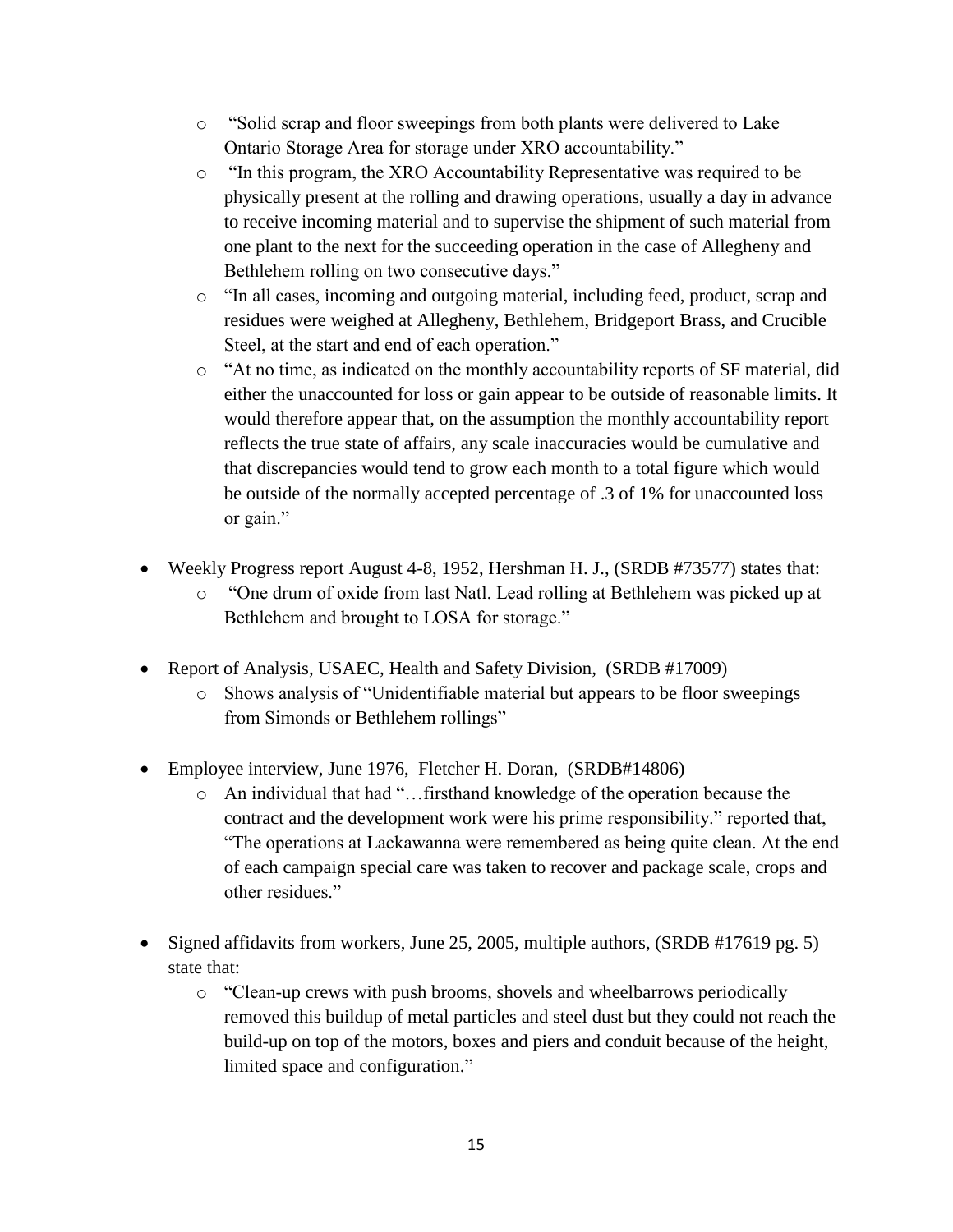- "Solid scrap and floor sweepings from both plants were delivered to Lake Ontario Storage Area for storage under XRO accountability."
  - "In this program, the XRO Accountability Representative was required to be physically present at the rolling and drawing operations, usually a day in advance to receive incoming material and to supervise the shipment of such material from one plant to the next for the succeeding operation in the case of Allegheny and Bethlehem rolling on two consecutive days."
  - "In all cases, incoming and outgoing material, including feed, product, scrap and residues were weighed at Allegheny, Bethlehem, Bridgeport Brass, and Crucible Steel, at the start and end of each operation."
  - "At no time, as indicated on the monthly accountability reports of SF material, did either the unaccounted for loss or gain appear to be outside of reasonable limits. It would therefore appear that, on the assumption the monthly accountability report reflects the true state of affairs, any scale inaccuracies would be cumulative and that discrepancies would tend to grow each month to a total figure which would be outside of the normally accepted percentage of .3 of 1% for unaccounted loss or gain."

- Weekly Progress report August 4-8, 1952, Hershman H. J., (SRDB #73577) states that:
  - "One drum of oxide from last Natl. Lead rolling at Bethlehem was picked up at Bethlehem and brought to LOSA for storage."

- Report of Analysis, USAEC, Health and Safety Division, (SRDB #17009)
  - Shows analysis of "Unidentifiable material but appears to be floor sweepings from Simonds or Bethlehem rollings"

- Employee interview, June 1976, Fletcher H. Doran, (SRDB#14806)
  - An individual that had "…firsthand knowledge of the operation because the contract and the development work were his prime responsibility." reported that, "The operations at Lackawanna were remembered as being quite clean. At the end of each campaign special care was taken to recover and package scale, crops and other residues."

- Signed affidavits from workers, June 25, 2005, multiple authors, (SRDB #17619 pg. 5) state that:
  - "Clean-up crews with push brooms, shovels and wheelbarrows periodically removed this buildup of metal particles and steel dust but they could not reach the build-up on top of the motors, boxes and piers and conduit because of the height, limited space and configuration."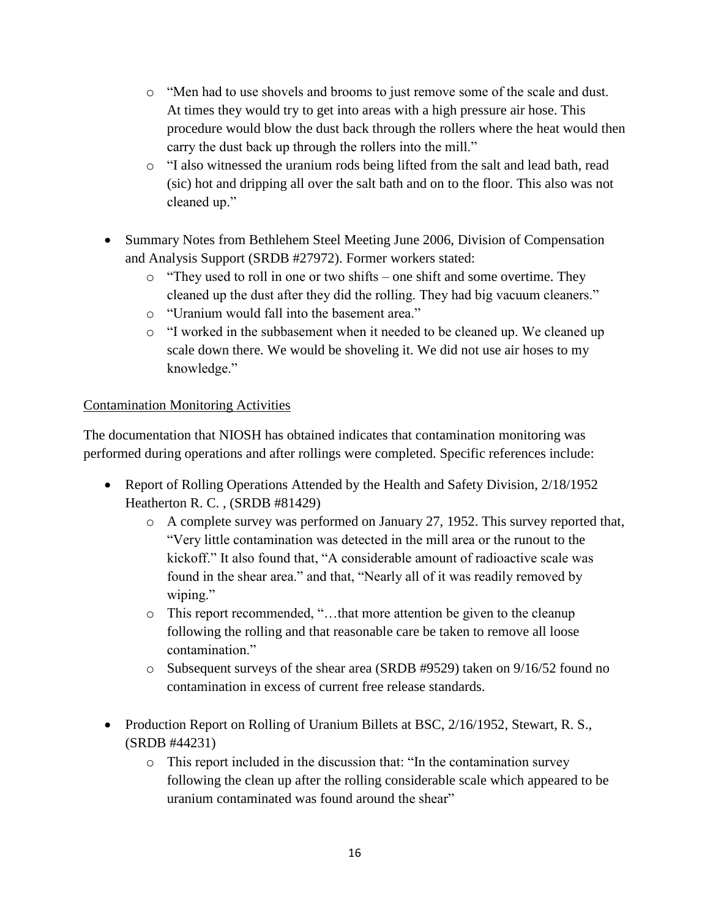- "Men had to use shovels and brooms to just remove some of the scale and dust. At times they would try to get into areas with a high pressure air hose. This procedure would blow the dust back through the rollers where the heat would then carry the dust back up through the rollers into the mill."
  - "I also witnessed the uranium rods being lifted from the salt and lead bath, read (sic) hot and dripping all over the salt bath and on to the floor. This also was not cleaned up."

- Summary Notes from Bethlehem Steel Meeting June 2006, Division of Compensation and Analysis Support (SRDB #27972). Former workers stated:
  - "They used to roll in one or two shifts – one shift and some overtime. They cleaned up the dust after they did the rolling. They had big vacuum cleaners."
  - "Uranium would fall into the basement area."
  - "I worked in the subbasement when it needed to be cleaned up. We cleaned up scale down there. We would be shoveling it. We did not use air hoses to my knowledge."

<u>Contamination Monitoring Activities</u>

The documentation that NIOSH has obtained indicates that contamination monitoring was performed during operations and after rollings were completed. Specific references include:

- Report of Rolling Operations Attended by the Health and Safety Division, 2/18/1952 Heatherton R. C. , (SRDB #81429)
  - A complete survey was performed on January 27, 1952. This survey reported that, "Very little contamination was detected in the mill area or the runout to the kickoff." It also found that, "A considerable amount of radioactive scale was found in the shear area." and that, "Nearly all of it was readily removed by wiping."
  - This report recommended, "…that more attention be given to the cleanup following the rolling and that reasonable care be taken to remove all loose contamination."
  - Subsequent surveys of the shear area (SRDB #9529) taken on 9/16/52 found no contamination in excess of current free release standards.

- Production Report on Rolling of Uranium Billets at BSC, 2/16/1952, Stewart, R. S., (SRDB #44231)
  - This report included in the discussion that: "In the contamination survey following the clean up after the rolling considerable scale which appeared to be uranium contaminated was found around the shear"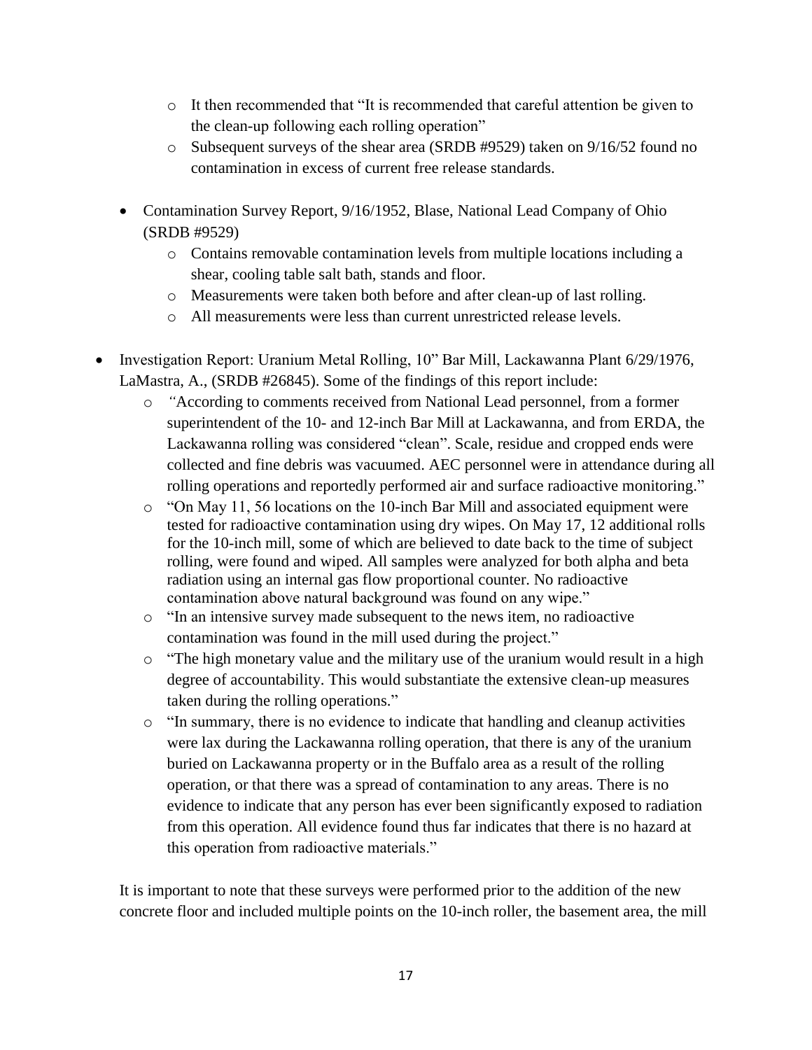- It then recommended that "It is recommended that careful attention be given to the clean-up following each rolling operation"
    - Subsequent surveys of the shear area (SRDB #9529) taken on 9/16/52 found no contamination in excess of current free release standards.

  - Contamination Survey Report, 9/16/1952, Blase, National Lead Company of Ohio (SRDB #9529)
    - Contains removable contamination levels from multiple locations including a shear, cooling table salt bath, stands and floor.
    - Measurements were taken both before and after clean-up of last rolling.
    - All measurements were less than current unrestricted release levels.

- Investigation Report: Uranium Metal Rolling, 10" Bar Mill, Lackawanna Plant 6/29/1976, LaMastra, A., (SRDB #26845). Some of the findings of this report include:
  - *"*According to comments received from National Lead personnel, from a former superintendent of the 10- and 12-inch Bar Mill at Lackawanna, and from ERDA, the Lackawanna rolling was considered "clean". Scale, residue and cropped ends were collected and fine debris was vacuumed. AEC personnel were in attendance during all rolling operations and reportedly performed air and surface radioactive monitoring."
  - "On May 11, 56 locations on the 10-inch Bar Mill and associated equipment were tested for radioactive contamination using dry wipes. On May 17, 12 additional rolls for the 10-inch mill, some of which are believed to date back to the time of subject rolling, were found and wiped. All samples were analyzed for both alpha and beta radiation using an internal gas flow proportional counter. No radioactive contamination above natural background was found on any wipe."
  - "In an intensive survey made subsequent to the news item, no radioactive contamination was found in the mill used during the project."
  - "The high monetary value and the military use of the uranium would result in a high degree of accountability. This would substantiate the extensive clean-up measures taken during the rolling operations."
  - "In summary, there is no evidence to indicate that handling and cleanup activities were lax during the Lackawanna rolling operation, that there is any of the uranium buried on Lackawanna property or in the Buffalo area as a result of the rolling operation, or that there was a spread of contamination to any areas. There is no evidence to indicate that any person has ever been significantly exposed to radiation from this operation. All evidence found thus far indicates that there is no hazard at this operation from radioactive materials."

It is important to note that these surveys were performed prior to the addition of the new concrete floor and included multiple points on the 10-inch roller, the basement area, the mill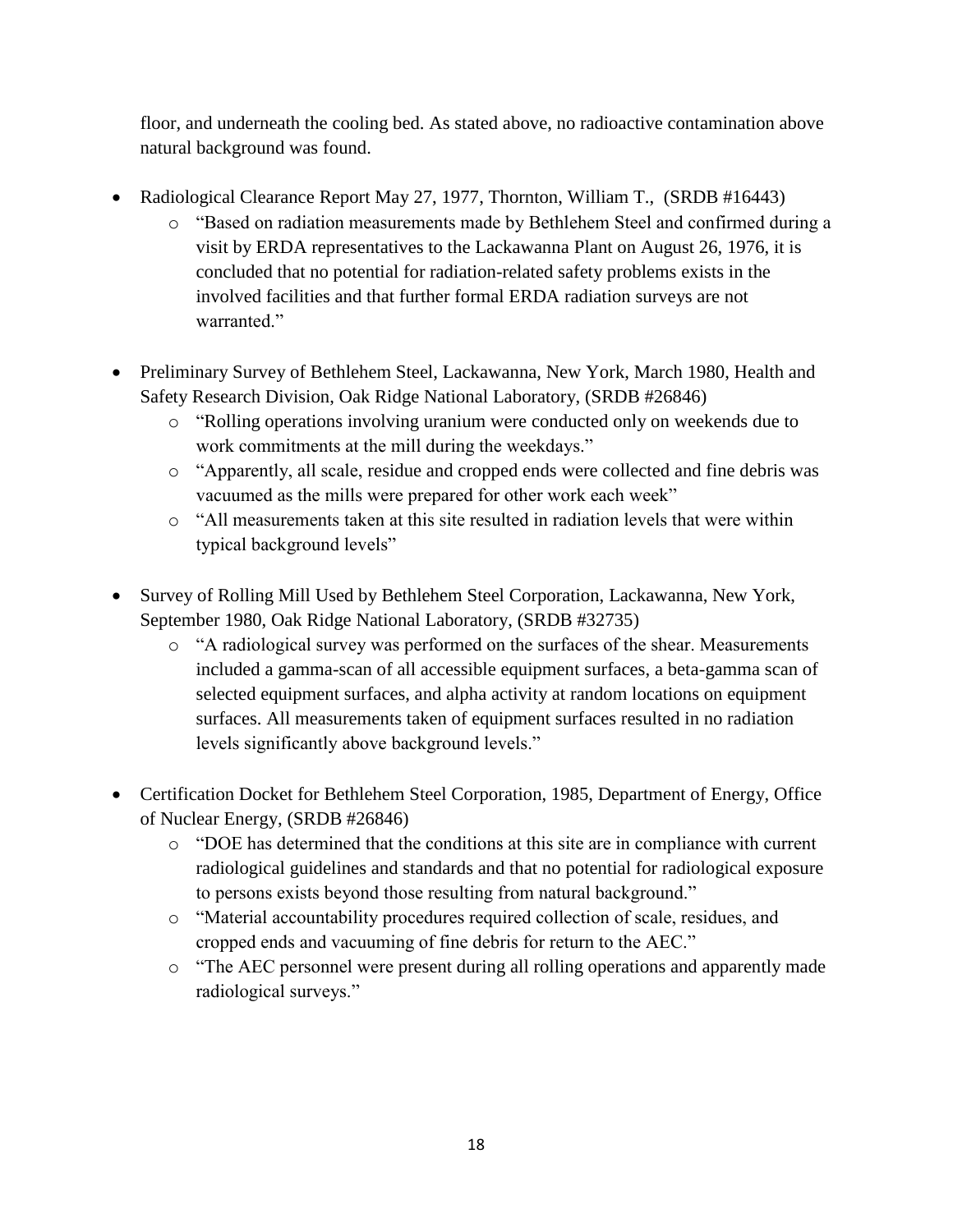floor, and underneath the cooling bed. As stated above, no radioactive contamination above natural background was found.

- Radiological Clearance Report May 27, 1977, Thornton, William T., (SRDB #16443)
    - "Based on radiation measurements made by Bethlehem Steel and confirmed during a visit by ERDA representatives to the Lackawanna Plant on August 26, 1976, it is concluded that no potential for radiation-related safety problems exists in the involved facilities and that further formal ERDA radiation surveys are not warranted."
- Preliminary Survey of Bethlehem Steel, Lackawanna, New York, March 1980, Health and Safety Research Division, Oak Ridge National Laboratory, (SRDB #26846)
    - "Rolling operations involving uranium were conducted only on weekends due to work commitments at the mill during the weekdays."
    - "Apparently, all scale, residue and cropped ends were collected and fine debris was vacuumed as the mills were prepared for other work each week"
    - "All measurements taken at this site resulted in radiation levels that were within typical background levels"
- Survey of Rolling Mill Used by Bethlehem Steel Corporation, Lackawanna, New York, September 1980, Oak Ridge National Laboratory, (SRDB #32735)
    - "A radiological survey was performed on the surfaces of the shear. Measurements included a gamma-scan of all accessible equipment surfaces, a beta-gamma scan of selected equipment surfaces, and alpha activity at random locations on equipment surfaces. All measurements taken of equipment surfaces resulted in no radiation levels significantly above background levels."
- Certification Docket for Bethlehem Steel Corporation, 1985, Department of Energy, Office of Nuclear Energy, (SRDB #26846)
    - "DOE has determined that the conditions at this site are in compliance with current radiological guidelines and standards and that no potential for radiological exposure to persons exists beyond those resulting from natural background."
    - "Material accountability procedures required collection of scale, residues, and cropped ends and vacuuming of fine debris for return to the AEC."
    - "The AEC personnel were present during all rolling operations and apparently made radiological surveys."